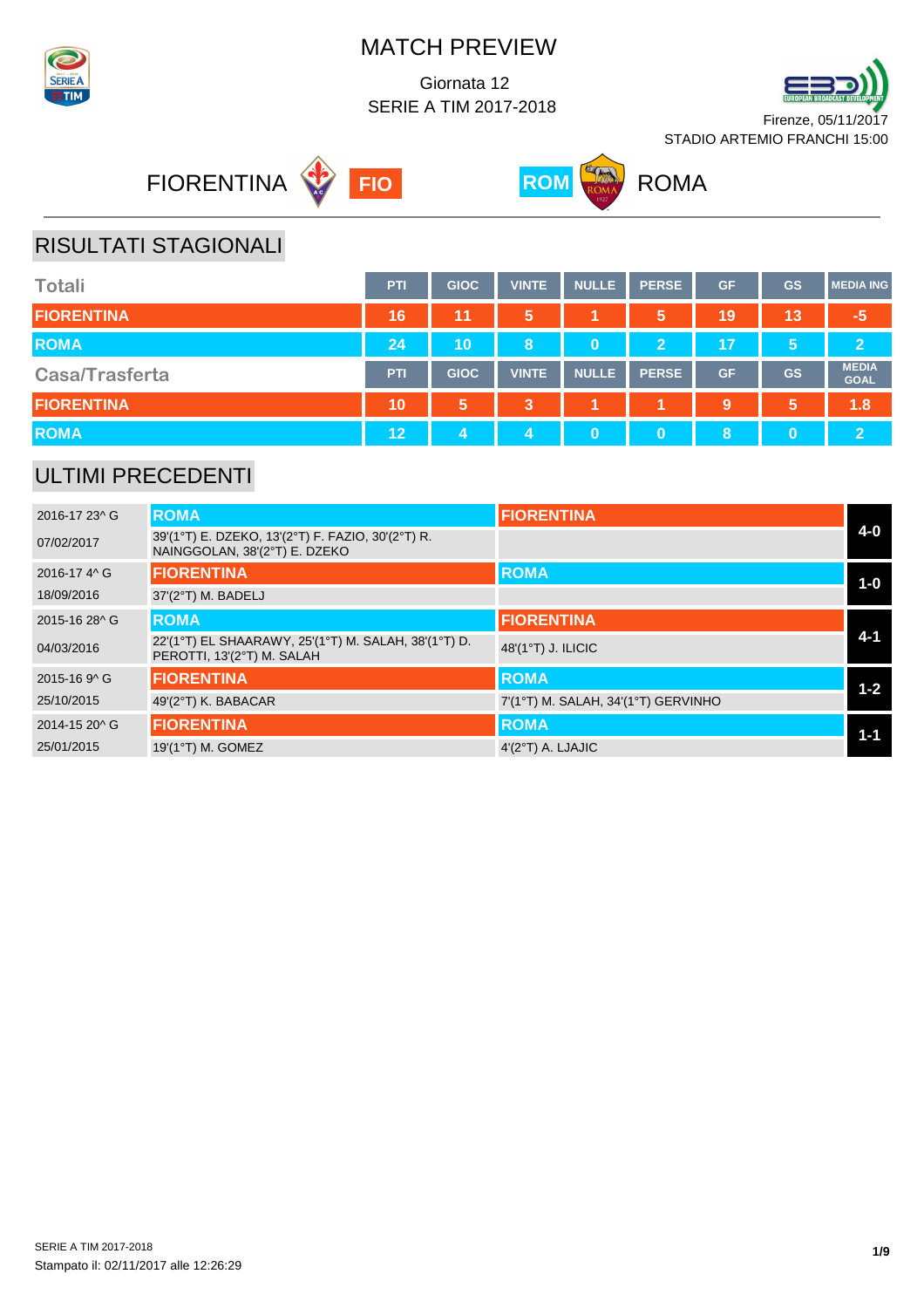# MATCH PREVIEW

Giornata 12
SERIE A TIM 2017-2018

Firenze, 05/11/2017
STADIO ARTEMIO FRANCHI 15:00

FIORENTINA FIO — ROM ROMA

## RISULTATI STAGIONALI

| Totali | PTI | GIOC | VINTE | NULLE | PERSE | GF | GS | MEDIA ING |
|---|---|---|---|---|---|---|---|---|
| FIORENTINA | 16 | 11 | 5 | 1 | 5 | 19 | 13 | -5 |
| ROMA | 24 | 10 | 8 | 0 | 2 | 17 | 5 | 2 |

| Casa/Trasferta | PTI | GIOC | VINTE | NULLE | PERSE | GF | GS | MEDIA GOAL |
|---|---|---|---|---|---|---|---|---|
| FIORENTINA | 10 | 5 | 3 | 1 | 1 | 9 | 5 | 1.8 |
| ROMA | 12 | 4 | 4 | 0 | 0 | 8 | 0 | 2 |

## ULTIMI PRECEDENTI

| Giornata / Data | Casa | Trasferta | Risultato |
|---|---|---|---|
| 2016-17 23^ G | ROMA | FIORENTINA | 4-0 |
| 07/02/2017 | 39'(1°T) E. DZEKO, 13'(2°T) F. FAZIO, 30'(2°T) R. NAINGGOLAN, 38'(2°T) E. DZEKO | | |
| 2016-17 4^ G | FIORENTINA | ROMA | 1-0 |
| 18/09/2016 | 37'(2°T) M. BADELJ | | |
| 2015-16 28^ G | ROMA | FIORENTINA | 4-1 |
| 04/03/2016 | 22'(1°T) EL SHAARAWY, 25'(1°T) M. SALAH, 38'(1°T) D. PEROTTI, 13'(2°T) M. SALAH | 48'(1°T) J. ILICIC | |
| 2015-16 9^ G | FIORENTINA | ROMA | 1-2 |
| 25/10/2015 | 49'(2°T) K. BABACAR | 7'(1°T) M. SALAH, 34'(1°T) GERVINHO | |
| 2014-15 20^ G | FIORENTINA | ROMA | 1-1 |
| 25/01/2015 | 19'(1°T) M. GOMEZ | 4'(2°T) A. LJAJIC | |

SERIE A TIM 2017-2018
Stampato il: 02/11/2017 alle 12:26:29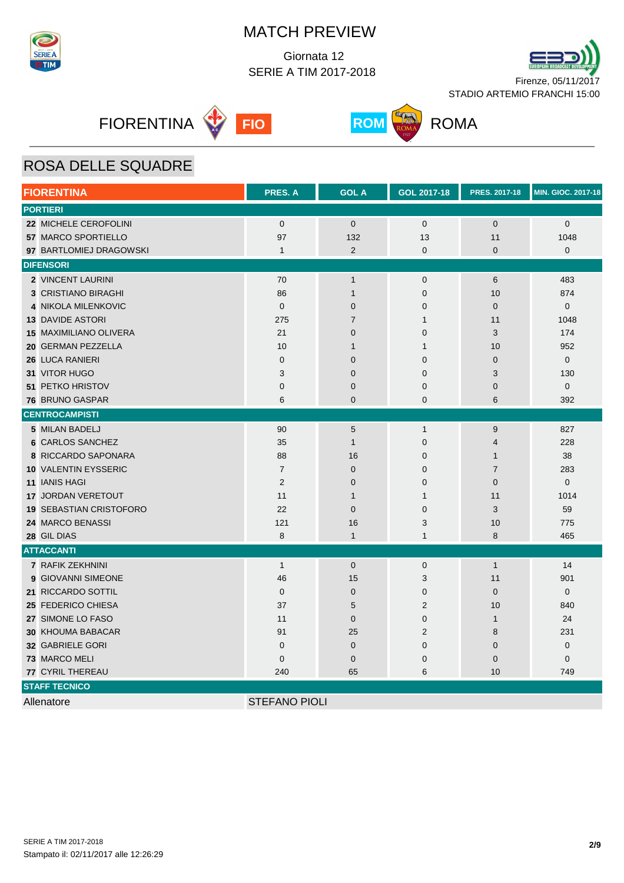# MATCH PREVIEW

Giornata 12
SERIE A TIM 2017-2018

Firenze, 05/11/2017
STADIO ARTEMIO FRANCHI 15:00

FIORENTINA **FIO** **ROM** ROMA

## ROSA DELLE SQUADRE

| FIORENTINA | PRES. A | GOL A | GOL 2017-18 | PRES. 2017-18 | MIN. GIOC. 2017-18 |
|---|---|---|---|---|---|
| **PORTIERI** | | | | | |
| **22** MICHELE CEROFOLINI | 0 | 0 | 0 | 0 | 0 |
| **57** MARCO SPORTIELLO | 97 | 132 | 13 | 11 | 1048 |
| **97** BARTLOMIEJ DRAGOWSKI | 1 | 2 | 0 | 0 | 0 |
| **DIFENSORI** | | | | | |
| **2** VINCENT LAURINI | 70 | 1 | 0 | 6 | 483 |
| **3** CRISTIANO BIRAGHI | 86 | 1 | 0 | 10 | 874 |
| **4** NIKOLA MILENKOVIC | 0 | 0 | 0 | 0 | 0 |
| **13** DAVIDE ASTORI | 275 | 7 | 1 | 11 | 1048 |
| **15** MAXIMILIANO OLIVERA | 21 | 0 | 0 | 3 | 174 |
| **20** GERMAN PEZZELLA | 10 | 1 | 1 | 10 | 952 |
| **26** LUCA RANIERI | 0 | 0 | 0 | 0 | 0 |
| **31** VITOR HUGO | 3 | 0 | 0 | 3 | 130 |
| **51** PETKO HRISTOV | 0 | 0 | 0 | 0 | 0 |
| **76** BRUNO GASPAR | 6 | 0 | 0 | 6 | 392 |
| **CENTROCAMPISTI** | | | | | |
| **5** MILAN BADELJ | 90 | 5 | 1 | 9 | 827 |
| **6** CARLOS SANCHEZ | 35 | 1 | 0 | 4 | 228 |
| **8** RICCARDO SAPONARA | 88 | 16 | 0 | 1 | 38 |
| **10** VALENTIN EYSSERIC | 7 | 0 | 0 | 7 | 283 |
| **11** IANIS HAGI | 2 | 0 | 0 | 0 | 0 |
| **17** JORDAN VERETOUT | 11 | 1 | 1 | 11 | 1014 |
| **19** SEBASTIAN CRISTOFORO | 22 | 0 | 0 | 3 | 59 |
| **24** MARCO BENASSI | 121 | 16 | 3 | 10 | 775 |
| **28** GIL DIAS | 8 | 1 | 1 | 8 | 465 |
| **ATTACCANTI** | | | | | |
| **7** RAFIK ZEKHNINI | 1 | 0 | 0 | 1 | 14 |
| **9** GIOVANNI SIMEONE | 46 | 15 | 3 | 11 | 901 |
| **21** RICCARDO SOTTIL | 0 | 0 | 0 | 0 | 0 |
| **25** FEDERICO CHIESA | 37 | 5 | 2 | 10 | 840 |
| **27** SIMONE LO FASO | 11 | 0 | 0 | 1 | 24 |
| **30** KHOUMA BABACAR | 91 | 25 | 2 | 8 | 231 |
| **32** GABRIELE GORI | 0 | 0 | 0 | 0 | 0 |
| **73** MARCO MELI | 0 | 0 | 0 | 0 | 0 |
| **77** CYRIL THEREAU | 240 | 65 | 6 | 10 | 749 |
| **STAFF TECNICO** | | | | | |
| Allenatore | STEFANO PIOLI | | | | |

SERIE A TIM 2017-2018
Stampato il: 02/11/2017 alle 12:26:29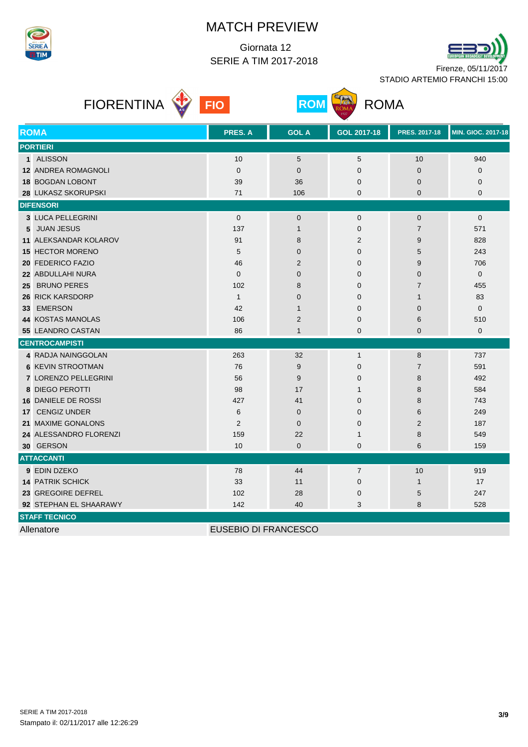# MATCH PREVIEW

Giornata 12

SERIE A TIM 2017-2018

Firenze, 05/11/2017

STADIO ARTEMIO FRANCHI 15:00

## FIORENTINA FIO — ROM ROMA

| ROMA | PRES. A | GOL A | GOL 2017-18 | PRES. 2017-18 | MIN. GIOC. 2017-18 |
|---|---|---|---|---|---|
| **PORTIERI** | | | | | |
| **1** ALISSON | 10 | 5 | 5 | 10 | 940 |
| **12** ANDREA ROMAGNOLI | 0 | 0 | 0 | 0 | 0 |
| **18** BOGDAN LOBONT | 39 | 36 | 0 | 0 | 0 |
| **28** LUKASZ SKORUPSKI | 71 | 106 | 0 | 0 | 0 |
| **DIFENSORI** | | | | | |
| **3** LUCA PELLEGRINI | 0 | 0 | 0 | 0 | 0 |
| **5** JUAN JESUS | 137 | 1 | 0 | 7 | 571 |
| **11** ALEKSANDAR KOLAROV | 91 | 8 | 2 | 9 | 828 |
| **15** HECTOR MORENO | 5 | 0 | 0 | 5 | 243 |
| **20** FEDERICO FAZIO | 46 | 2 | 0 | 9 | 706 |
| **22** ABDULLAHI NURA | 0 | 0 | 0 | 0 | 0 |
| **25** BRUNO PERES | 102 | 8 | 0 | 7 | 455 |
| **26** RICK KARSDORP | 1 | 0 | 0 | 1 | 83 |
| **33** EMERSON | 42 | 1 | 0 | 0 | 0 |
| **44** KOSTAS MANOLAS | 106 | 2 | 0 | 6 | 510 |
| **55** LEANDRO CASTAN | 86 | 1 | 0 | 0 | 0 |
| **CENTROCAMPISTI** | | | | | |
| **4** RADJA NAINGGOLAN | 263 | 32 | 1 | 8 | 737 |
| **6** KEVIN STROOTMAN | 76 | 9 | 0 | 7 | 591 |
| **7** LORENZO PELLEGRINI | 56 | 9 | 0 | 8 | 492 |
| **8** DIEGO PEROTTI | 98 | 17 | 1 | 8 | 584 |
| **16** DANIELE DE ROSSI | 427 | 41 | 0 | 8 | 743 |
| **17** CENGIZ UNDER | 6 | 0 | 0 | 6 | 249 |
| **21** MAXIME GONALONS | 2 | 0 | 0 | 2 | 187 |
| **24** ALESSANDRO FLORENZI | 159 | 22 | 1 | 8 | 549 |
| **30** GERSON | 10 | 0 | 0 | 6 | 159 |
| **ATTACCANTI** | | | | | |
| **9** EDIN DZEKO | 78 | 44 | 7 | 10 | 919 |
| **14** PATRIK SCHICK | 33 | 11 | 0 | 1 | 17 |
| **23** GREGOIRE DEFREL | 102 | 28 | 0 | 5 | 247 |
| **92** STEPHAN EL SHAARAWY | 142 | 40 | 3 | 8 | 528 |
| **STAFF TECNICO** | | | | | |
| Allenatore | EUSEBIO DI FRANCESCO | | | | |

SERIE A TIM 2017-2018

Stampato il: 02/11/2017 alle 12:26:29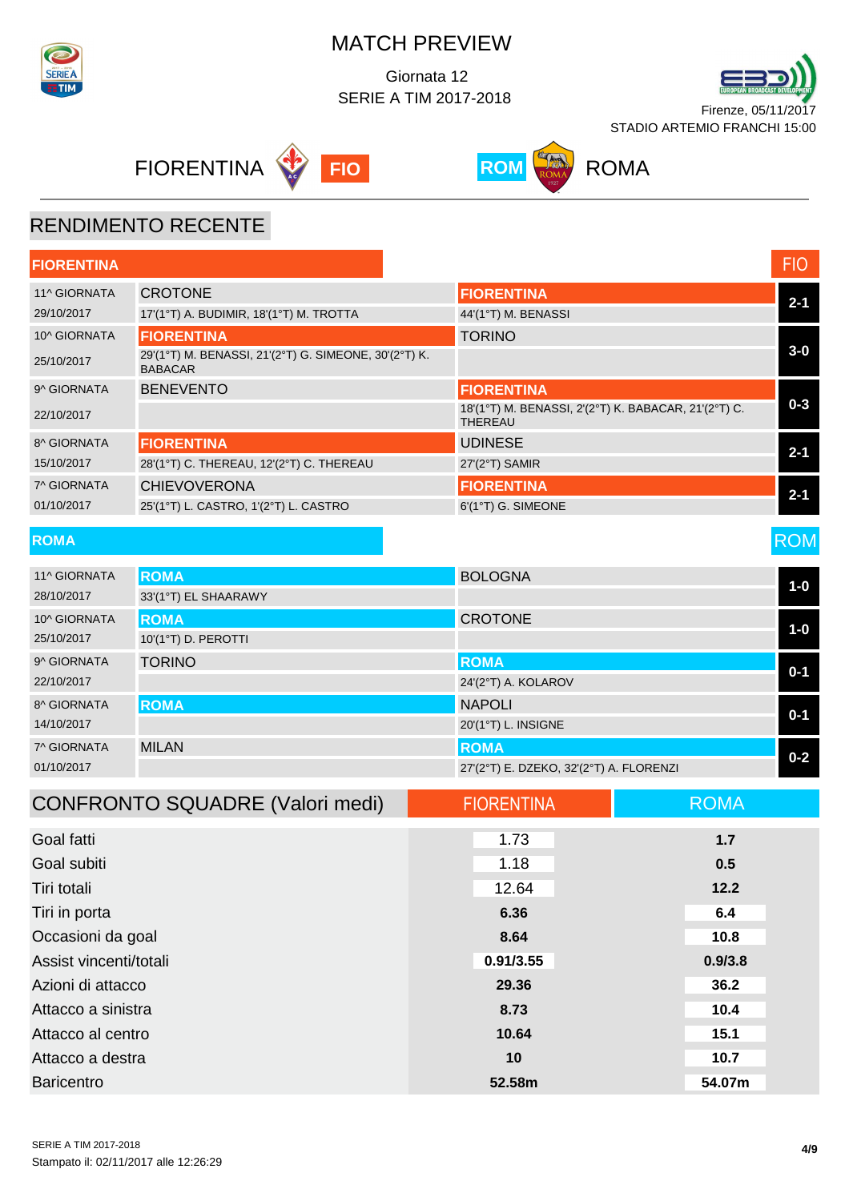# MATCH PREVIEW

Giornata 12

SERIE A TIM 2017-2018

Firenze, 05/11/2017

STADIO ARTEMIO FRANCHI 15:00

FIORENTINA **FIO** — **ROM** ROMA

## RENDIMENTO RECENTE

### FIORENTINA (FIO)

| Giornata | Data | Casa | Marcatori casa | Trasferta | Marcatori trasferta | Risultato |
|---|---|---|---|---|---|---|
| 11^ GIORNATA | 29/10/2017 | CROTONE | 17'(1°T) A. BUDIMIR, 18'(1°T) M. TROTTA | FIORENTINA | 44'(1°T) M. BENASSI | 2-1 |
| 10^ GIORNATA | 25/10/2017 | FIORENTINA | 29'(1°T) M. BENASSI, 21'(2°T) G. SIMEONE, 30'(2°T) K. BABACAR | TORINO | | 3-0 |
| 9^ GIORNATA | 22/10/2017 | BENEVENTO | | FIORENTINA | 18'(1°T) M. BENASSI, 2'(2°T) K. BABACAR, 21'(2°T) C. THEREAU | 0-3 |
| 8^ GIORNATA | 15/10/2017 | FIORENTINA | 28'(1°T) C. THEREAU, 12'(2°T) C. THEREAU | UDINESE | 27'(2°T) SAMIR | 2-1 |
| 7^ GIORNATA | 01/10/2017 | CHIEVOVERONA | 25'(1°T) L. CASTRO, 1'(2°T) L. CASTRO | FIORENTINA | 6'(1°T) G. SIMEONE | 2-1 |

### ROMA (ROM)

| Giornata | Data | Casa | Marcatori casa | Trasferta | Marcatori trasferta | Risultato |
|---|---|---|---|---|---|---|
| 11^ GIORNATA | 28/10/2017 | ROMA | 33'(1°T) EL SHAARAWY | BOLOGNA | | 1-0 |
| 10^ GIORNATA | 25/10/2017 | ROMA | 10'(1°T) D. PEROTTI | CROTONE | | 1-0 |
| 9^ GIORNATA | 22/10/2017 | TORINO | | ROMA | 24'(2°T) A. KOLAROV | 0-1 |
| 8^ GIORNATA | 14/10/2017 | ROMA | | NAPOLI | 20'(1°T) L. INSIGNE | 0-1 |
| 7^ GIORNATA | 01/10/2017 | MILAN | | ROMA | 27'(2°T) E. DZEKO, 32'(2°T) A. FLORENZI | 0-2 |

## CONFRONTO SQUADRE (Valori medi)

| | FIORENTINA | ROMA |
|---|---|---|
| Goal fatti | 1.73 | **1.7** |
| Goal subiti | 1.18 | **0.5** |
| Tiri totali | 12.64 | **12.2** |
| Tiri in porta | **6.36** | **6.4** |
| Occasioni da goal | **8.64** | **10.8** |
| Assist vincenti/totali | **0.91/3.55** | **0.9/3.8** |
| Azioni di attacco | **29.36** | **36.2** |
| Attacco a sinistra | **8.73** | **10.4** |
| Attacco al centro | **10.64** | **15.1** |
| Attacco a destra | **10** | **10.7** |
| Baricentro | **52.58m** | **54.07m** |

SERIE A TIM 2017-2018

Stampato il: 02/11/2017 alle 12:26:29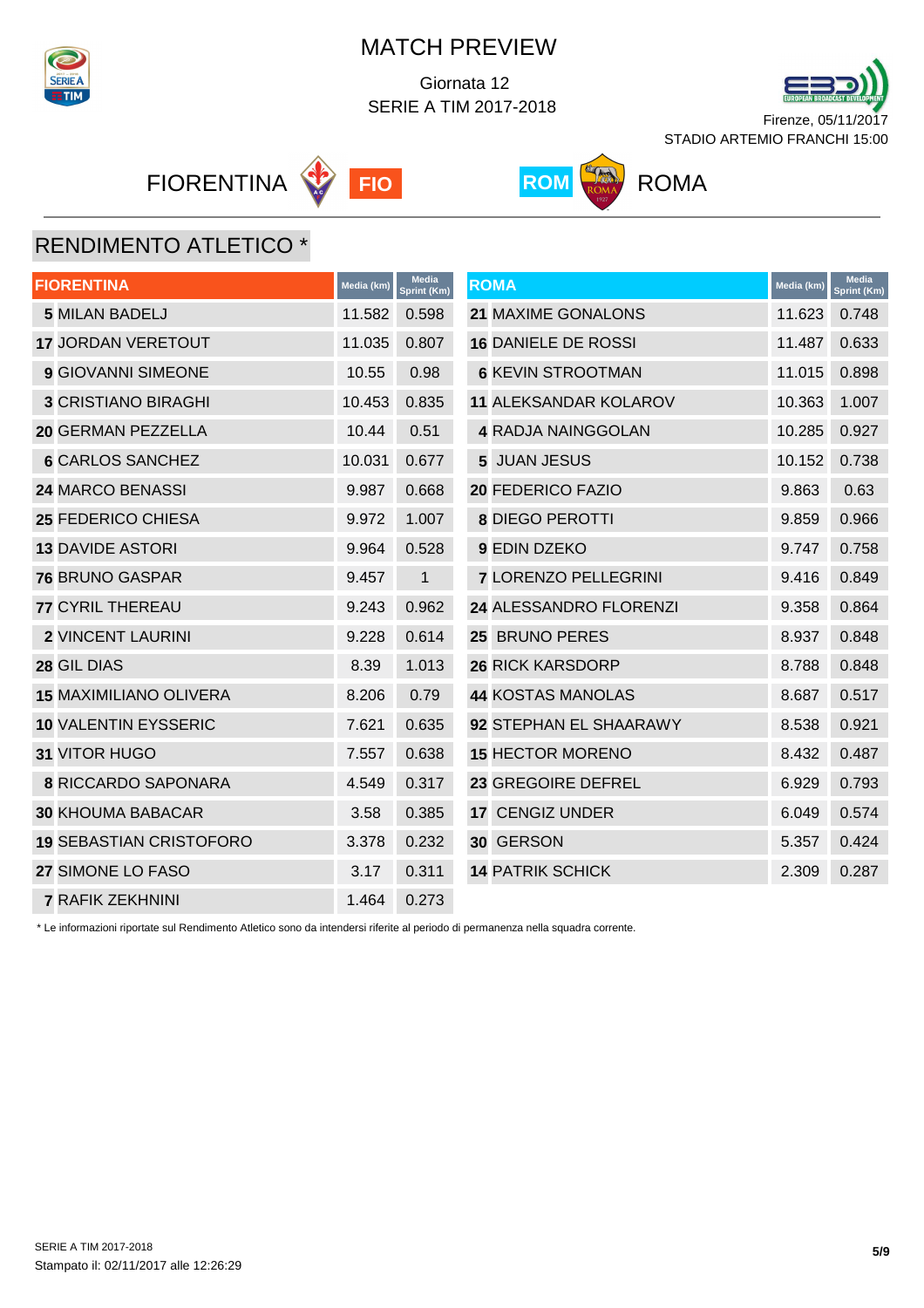# MATCH PREVIEW

Giornata 12
SERIE A TIM 2017-2018

Firenze, 05/11/2017
STADIO ARTEMIO FRANCHI 15:00

FIORENTINA **FIO** — **ROM** ROMA

## RENDIMENTO ATLETICO *

| FIORENTINA | Media (km) | Media Sprint (Km) |
|---|---|---|
| **5** MILAN BADELJ | 11.582 | 0.598 |
| **17** JORDAN VERETOUT | 11.035 | 0.807 |
| **9** GIOVANNI SIMEONE | 10.55 | 0.98 |
| **3** CRISTIANO BIRAGHI | 10.453 | 0.835 |
| **20** GERMAN PEZZELLA | 10.44 | 0.51 |
| **6** CARLOS SANCHEZ | 10.031 | 0.677 |
| **24** MARCO BENASSI | 9.987 | 0.668 |
| **25** FEDERICO CHIESA | 9.972 | 1.007 |
| **13** DAVIDE ASTORI | 9.964 | 0.528 |
| **76** BRUNO GASPAR | 9.457 | 1 |
| **77** CYRIL THEREAU | 9.243 | 0.962 |
| **2** VINCENT LAURINI | 9.228 | 0.614 |
| **28** GIL DIAS | 8.39 | 1.013 |
| **15** MAXIMILIANO OLIVERA | 8.206 | 0.79 |
| **10** VALENTIN EYSSERIC | 7.621 | 0.635 |
| **31** VITOR HUGO | 7.557 | 0.638 |
| **8** RICCARDO SAPONARA | 4.549 | 0.317 |
| **30** KHOUMA BABACAR | 3.58 | 0.385 |
| **19** SEBASTIAN CRISTOFORO | 3.378 | 0.232 |
| **27** SIMONE LO FASO | 3.17 | 0.311 |
| **7** RAFIK ZEKHNINI | 1.464 | 0.273 |

| ROMA | Media (km) | Media Sprint (Km) |
|---|---|---|
| **21** MAXIME GONALONS | 11.623 | 0.748 |
| **16** DANIELE DE ROSSI | 11.487 | 0.633 |
| **6** KEVIN STROOTMAN | 11.015 | 0.898 |
| **11** ALEKSANDAR KOLAROV | 10.363 | 1.007 |
| **4** RADJA NAINGGOLAN | 10.285 | 0.927 |
| **5** JUAN JESUS | 10.152 | 0.738 |
| **20** FEDERICO FAZIO | 9.863 | 0.63 |
| **8** DIEGO PEROTTI | 9.859 | 0.966 |
| **9** EDIN DZEKO | 9.747 | 0.758 |
| **7** LORENZO PELLEGRINI | 9.416 | 0.849 |
| **24** ALESSANDRO FLORENZI | 9.358 | 0.864 |
| **25** BRUNO PERES | 8.937 | 0.848 |
| **26** RICK KARSDORP | 8.788 | 0.848 |
| **44** KOSTAS MANOLAS | 8.687 | 0.517 |
| **92** STEPHAN EL SHAARAWY | 8.538 | 0.921 |
| **15** HECTOR MORENO | 8.432 | 0.487 |
| **23** GREGOIRE DEFREL | 6.929 | 0.793 |
| **17** CENGIZ UNDER | 6.049 | 0.574 |
| **30** GERSON | 5.357 | 0.424 |
| **14** PATRIK SCHICK | 2.309 | 0.287 |

* Le informazioni riportate sul Rendimento Atletico sono da intendersi riferite al periodo di permanenza nella squadra corrente.

SERIE A TIM 2017-2018
Stampato il: 02/11/2017 alle 12:26:29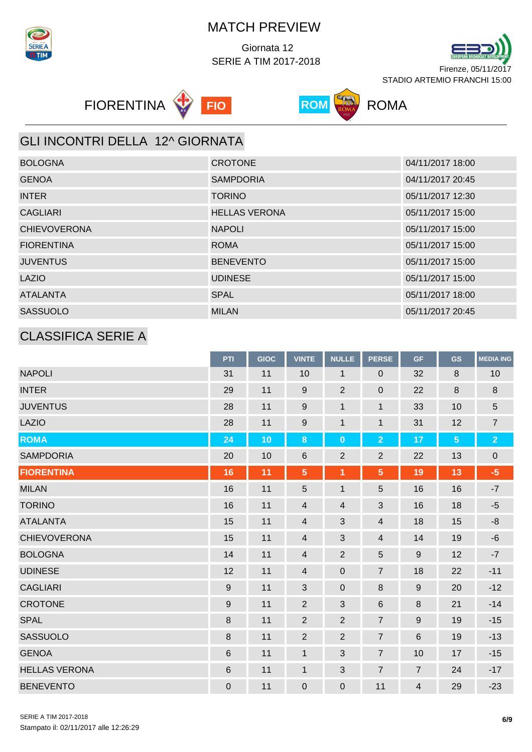# MATCH PREVIEW

Giornata 12

SERIE A TIM 2017-2018

Firenze, 05/11/2017

STADIO ARTEMIO FRANCHI 15:00

FIORENTINA **FIO** **ROM** ROMA

## GLI INCONTRI DELLA 12^ GIORNATA

| | | |
|---|---|---|
| BOLOGNA | CROTONE | 04/11/2017 18:00 |
| GENOA | SAMPDORIA | 04/11/2017 20:45 |
| INTER | TORINO | 05/11/2017 12:30 |
| CAGLIARI | HELLAS VERONA | 05/11/2017 15:00 |
| CHIEVOVERONA | NAPOLI | 05/11/2017 15:00 |
| FIORENTINA | ROMA | 05/11/2017 15:00 |
| JUVENTUS | BENEVENTO | 05/11/2017 15:00 |
| LAZIO | UDINESE | 05/11/2017 15:00 |
| ATALANTA | SPAL | 05/11/2017 18:00 |
| SASSUOLO | MILAN | 05/11/2017 20:45 |

## CLASSIFICA SERIE A

| | PTI | GIOC | VINTE | NULLE | PERSE | GF | GS | MEDIA ING |
|---|---|---|---|---|---|---|---|---|
| NAPOLI | 31 | 11 | 10 | 1 | 0 | 32 | 8 | 10 |
| INTER | 29 | 11 | 9 | 2 | 0 | 22 | 8 | 8 |
| JUVENTUS | 28 | 11 | 9 | 1 | 1 | 33 | 10 | 5 |
| LAZIO | 28 | 11 | 9 | 1 | 1 | 31 | 12 | 7 |
| **ROMA** | **24** | **10** | **8** | **0** | **2** | **17** | **5** | **2** |
| SAMPDORIA | 20 | 10 | 6 | 2 | 2 | 22 | 13 | 0 |
| **FIORENTINA** | **16** | **11** | **5** | **1** | **5** | **19** | **13** | **-5** |
| MILAN | 16 | 11 | 5 | 1 | 5 | 16 | 16 | -7 |
| TORINO | 16 | 11 | 4 | 4 | 3 | 16 | 18 | -5 |
| ATALANTA | 15 | 11 | 4 | 3 | 4 | 18 | 15 | -8 |
| CHIEVOVERONA | 15 | 11 | 4 | 3 | 4 | 14 | 19 | -6 |
| BOLOGNA | 14 | 11 | 4 | 2 | 5 | 9 | 12 | -7 |
| UDINESE | 12 | 11 | 4 | 0 | 7 | 18 | 22 | -11 |
| CAGLIARI | 9 | 11 | 3 | 0 | 8 | 9 | 20 | -12 |
| CROTONE | 9 | 11 | 2 | 3 | 6 | 8 | 21 | -14 |
| SPAL | 8 | 11 | 2 | 2 | 7 | 9 | 19 | -15 |
| SASSUOLO | 8 | 11 | 2 | 2 | 7 | 6 | 19 | -13 |
| GENOA | 6 | 11 | 1 | 3 | 7 | 10 | 17 | -15 |
| HELLAS VERONA | 6 | 11 | 1 | 3 | 7 | 7 | 24 | -17 |
| BENEVENTO | 0 | 11 | 0 | 0 | 11 | 4 | 29 | -23 |

SERIE A TIM 2017-2018

Stampato il: 02/11/2017 alle 12:26:29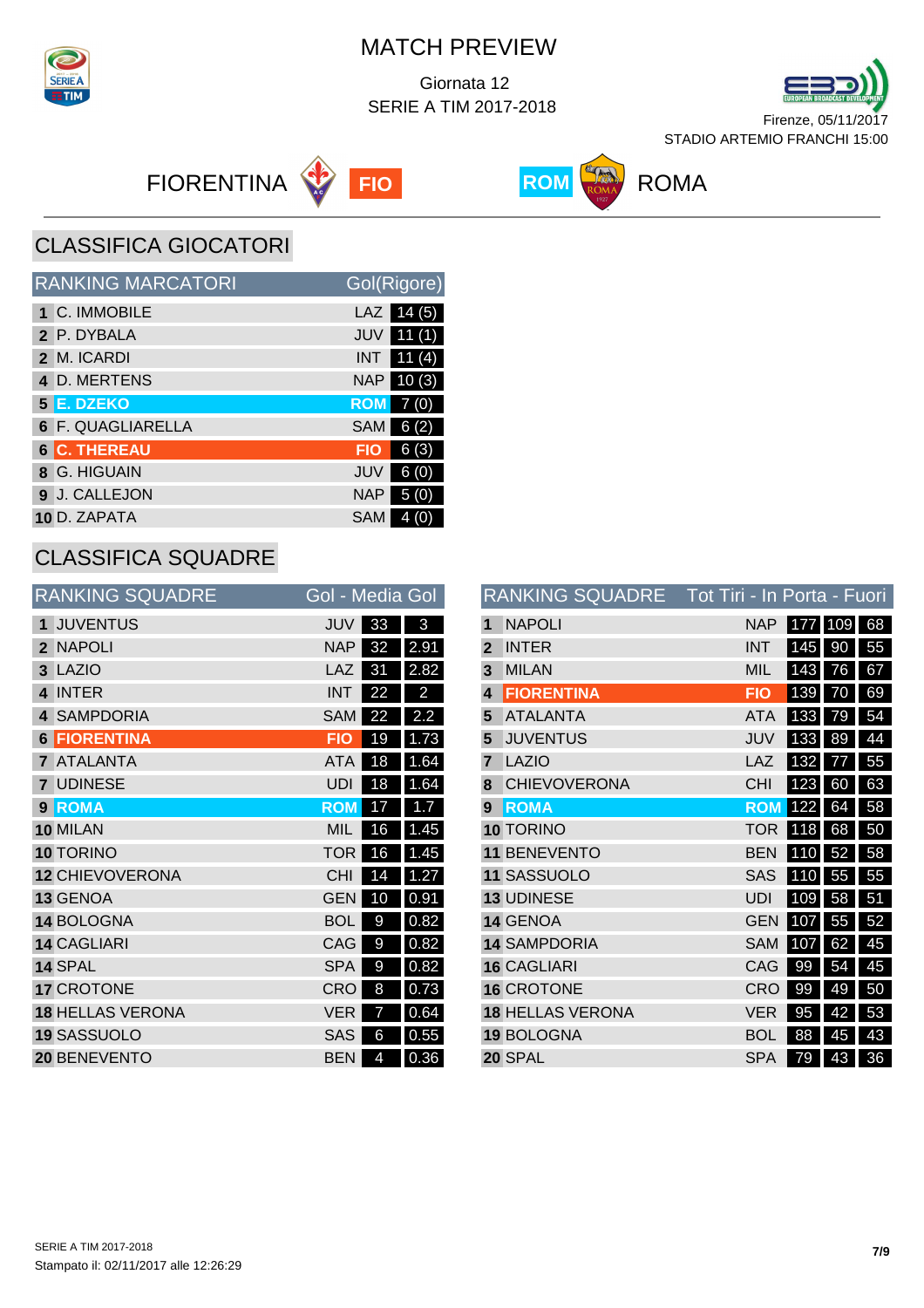# MATCH PREVIEW

Giornata 12

SERIE A TIM 2017-2018

Firenze, 05/11/2017

STADIO ARTEMIO FRANCHI 15:00

FIORENTINA **FIO** — **ROM** ROMA

## CLASSIFICA GIOCATORI

| RANKING MARCATORI | | | Gol(Rigore) |
|---|---|---|---|
| 1 | C. IMMOBILE | LAZ | 14 (5) |
| 2 | P. DYBALA | JUV | 11 (1) |
| 2 | M. ICARDI | INT | 11 (4) |
| 4 | D. MERTENS | NAP | 10 (3) |
| 5 | **E. DZEKO** | **ROM** | 7 (0) |
| 6 | F. QUAGLIARELLA | SAM | 6 (2) |
| 6 | **C. THEREAU** | **FIO** | 6 (3) |
| 8 | G. HIGUAIN | JUV | 6 (0) |
| 9 | J. CALLEJON | NAP | 5 (0) |
| 10 | D. ZAPATA | SAM | 4 (0) |

## CLASSIFICA SQUADRE

| RANKING SQUADRE | | | Gol | Media Gol |
|---|---|---|---|---|
| 1 | JUVENTUS | JUV | 33 | 3 |
| 2 | NAPOLI | NAP | 32 | 2.91 |
| 3 | LAZIO | LAZ | 31 | 2.82 |
| 4 | INTER | INT | 22 | 2 |
| 4 | SAMPDORIA | SAM | 22 | 2.2 |
| 6 | **FIORENTINA** | **FIO** | 19 | 1.73 |
| 7 | ATALANTA | ATA | 18 | 1.64 |
| 7 | UDINESE | UDI | 18 | 1.64 |
| 9 | **ROMA** | **ROM** | 17 | 1.7 |
| 10 | MILAN | MIL | 16 | 1.45 |
| 10 | TORINO | TOR | 16 | 1.45 |
| 12 | CHIEVOVERONA | CHI | 14 | 1.27 |
| 13 | GENOA | GEN | 10 | 0.91 |
| 14 | BOLOGNA | BOL | 9 | 0.82 |
| 14 | CAGLIARI | CAG | 9 | 0.82 |
| 14 | SPAL | SPA | 9 | 0.82 |
| 17 | CROTONE | CRO | 8 | 0.73 |
| 18 | HELLAS VERONA | VER | 7 | 0.64 |
| 19 | SASSUOLO | SAS | 6 | 0.55 |
| 20 | BENEVENTO | BEN | 4 | 0.36 |

| RANKING SQUADRE | | | Tot Tiri | In Porta | Fuori |
|---|---|---|---|---|---|
| 1 | NAPOLI | NAP | 177 | 109 | 68 |
| 2 | INTER | INT | 145 | 90 | 55 |
| 3 | MILAN | MIL | 143 | 76 | 67 |
| 4 | **FIORENTINA** | **FIO** | 139 | 70 | 69 |
| 5 | ATALANTA | ATA | 133 | 79 | 54 |
| 5 | JUVENTUS | JUV | 133 | 89 | 44 |
| 7 | LAZIO | LAZ | 132 | 77 | 55 |
| 8 | CHIEVOVERONA | CHI | 123 | 60 | 63 |
| 9 | **ROMA** | **ROM** | 122 | 64 | 58 |
| 10 | TORINO | TOR | 118 | 68 | 50 |
| 11 | BENEVENTO | BEN | 110 | 52 | 58 |
| 11 | SASSUOLO | SAS | 110 | 55 | 55 |
| 13 | UDINESE | UDI | 109 | 58 | 51 |
| 14 | GENOA | GEN | 107 | 55 | 52 |
| 14 | SAMPDORIA | SAM | 107 | 62 | 45 |
| 16 | CAGLIARI | CAG | 99 | 54 | 45 |
| 16 | CROTONE | CRO | 99 | 49 | 50 |
| 18 | HELLAS VERONA | VER | 95 | 42 | 53 |
| 19 | BOLOGNA | BOL | 88 | 45 | 43 |
| 20 | SPAL | SPA | 79 | 43 | 36 |

Stampato il: 02/11/2017 alle 12:26:29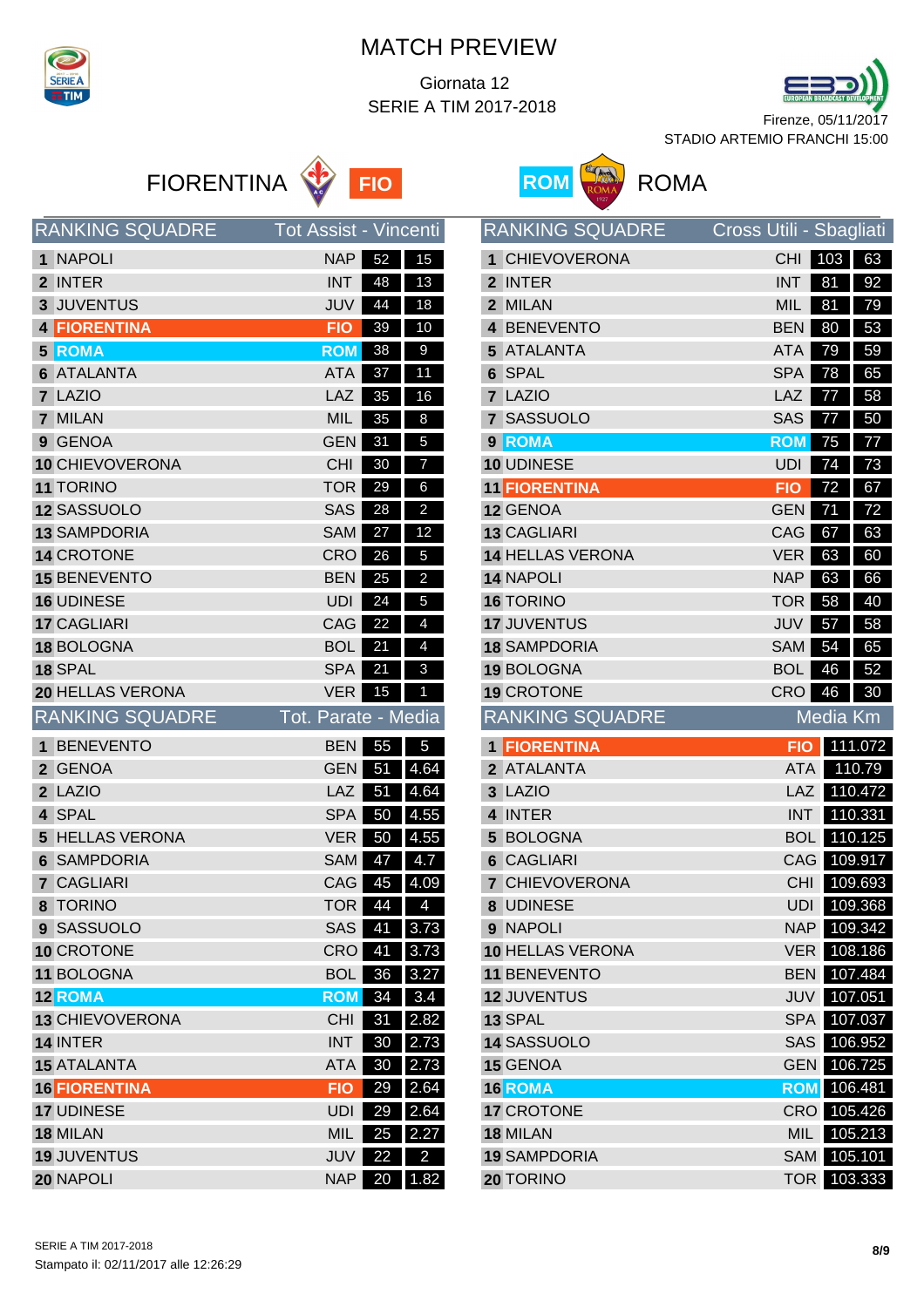# MATCH PREVIEW

Giornata 12

SERIE A TIM 2017-2018

Firenze, 05/11/2017

STADIO ARTEMIO FRANCHI 15:00

**FIORENTINA** FIO — ROM **ROMA**

| # | RANKING SQUADRE | | Tot Assist | Vincenti |
|---|---|---|---|---|
| 1 | NAPOLI | NAP | 52 | 15 |
| 2 | INTER | INT | 48 | 13 |
| 3 | JUVENTUS | JUV | 44 | 18 |
| 4 | **FIORENTINA** | **FIO** | 39 | 10 |
| 5 | **ROMA** | **ROM** | 38 | 9 |
| 6 | ATALANTA | ATA | 37 | 11 |
| 7 | LAZIO | LAZ | 35 | 16 |
| 7 | MILAN | MIL | 35 | 8 |
| 9 | GENOA | GEN | 31 | 5 |
| 10 | CHIEVOVERONA | CHI | 30 | 7 |
| 11 | TORINO | TOR | 29 | 6 |
| 12 | SASSUOLO | SAS | 28 | 2 |
| 13 | SAMPDORIA | SAM | 27 | 12 |
| 14 | CROTONE | CRO | 26 | 5 |
| 15 | BENEVENTO | BEN | 25 | 2 |
| 16 | UDINESE | UDI | 24 | 5 |
| 17 | CAGLIARI | CAG | 22 | 4 |
| 18 | BOLOGNA | BOL | 21 | 4 |
| 18 | SPAL | SPA | 21 | 3 |
| 20 | HELLAS VERONA | VER | 15 | 1 |

| # | RANKING SQUADRE | | Cross Utili | Sbagliati |
|---|---|---|---|---|
| 1 | CHIEVOVERONA | CHI | 103 | 63 |
| 2 | INTER | INT | 81 | 92 |
| 2 | MILAN | MIL | 81 | 79 |
| 4 | BENEVENTO | BEN | 80 | 53 |
| 5 | ATALANTA | ATA | 79 | 59 |
| 6 | SPAL | SPA | 78 | 65 |
| 7 | LAZIO | LAZ | 77 | 58 |
| 7 | SASSUOLO | SAS | 77 | 50 |
| 9 | **ROMA** | **ROM** | 75 | 77 |
| 10 | UDINESE | UDI | 74 | 73 |
| 11 | **FIORENTINA** | **FIO** | 72 | 67 |
| 12 | GENOA | GEN | 71 | 72 |
| 13 | CAGLIARI | CAG | 67 | 63 |
| 14 | HELLAS VERONA | VER | 63 | 60 |
| 14 | NAPOLI | NAP | 63 | 66 |
| 16 | TORINO | TOR | 58 | 40 |
| 17 | JUVENTUS | JUV | 57 | 58 |
| 18 | SAMPDORIA | SAM | 54 | 65 |
| 19 | BOLOGNA | BOL | 46 | 52 |
| 19 | CROTONE | CRO | 46 | 30 |

| # | RANKING SQUADRE | | Tot. Parate | Media |
|---|---|---|---|---|
| 1 | BENEVENTO | BEN | 55 | 5 |
| 2 | GENOA | GEN | 51 | 4.64 |
| 2 | LAZIO | LAZ | 51 | 4.64 |
| 4 | SPAL | SPA | 50 | 4.55 |
| 5 | HELLAS VERONA | VER | 50 | 4.55 |
| 6 | SAMPDORIA | SAM | 47 | 4.7 |
| 7 | CAGLIARI | CAG | 45 | 4.09 |
| 8 | TORINO | TOR | 44 | 4 |
| 9 | SASSUOLO | SAS | 41 | 3.73 |
| 10 | CROTONE | CRO | 41 | 3.73 |
| 11 | BOLOGNA | BOL | 36 | 3.27 |
| 12 | **ROMA** | **ROM** | 34 | 3.4 |
| 13 | CHIEVOVERONA | CHI | 31 | 2.82 |
| 14 | INTER | INT | 30 | 2.73 |
| 15 | ATALANTA | ATA | 30 | 2.73 |
| 16 | **FIORENTINA** | **FIO** | 29 | 2.64 |
| 17 | UDINESE | UDI | 29 | 2.64 |
| 18 | MILAN | MIL | 25 | 2.27 |
| 19 | JUVENTUS | JUV | 22 | 2 |
| 20 | NAPOLI | NAP | 20 | 1.82 |

| # | RANKING SQUADRE | | Media Km |
|---|---|---|---|
| 1 | **FIORENTINA** | **FIO** | 111.072 |
| 2 | ATALANTA | ATA | 110.79 |
| 3 | LAZIO | LAZ | 110.472 |
| 4 | INTER | INT | 110.331 |
| 5 | BOLOGNA | BOL | 110.125 |
| 6 | CAGLIARI | CAG | 109.917 |
| 7 | CHIEVOVERONA | CHI | 109.693 |
| 8 | UDINESE | UDI | 109.368 |
| 9 | NAPOLI | NAP | 109.342 |
| 10 | HELLAS VERONA | VER | 108.186 |
| 11 | BENEVENTO | BEN | 107.484 |
| 12 | JUVENTUS | JUV | 107.051 |
| 13 | SPAL | SPA | 107.037 |
| 14 | SASSUOLO | SAS | 106.952 |
| 15 | GENOA | GEN | 106.725 |
| 16 | **ROMA** | **ROM** | 106.481 |
| 17 | CROTONE | CRO | 105.426 |
| 18 | MILAN | MIL | 105.213 |
| 19 | SAMPDORIA | SAM | 105.101 |
| 20 | TORINO | TOR | 103.333 |

SERIE A TIM 2017-2018

Stampato il: 02/11/2017 alle 12:26:29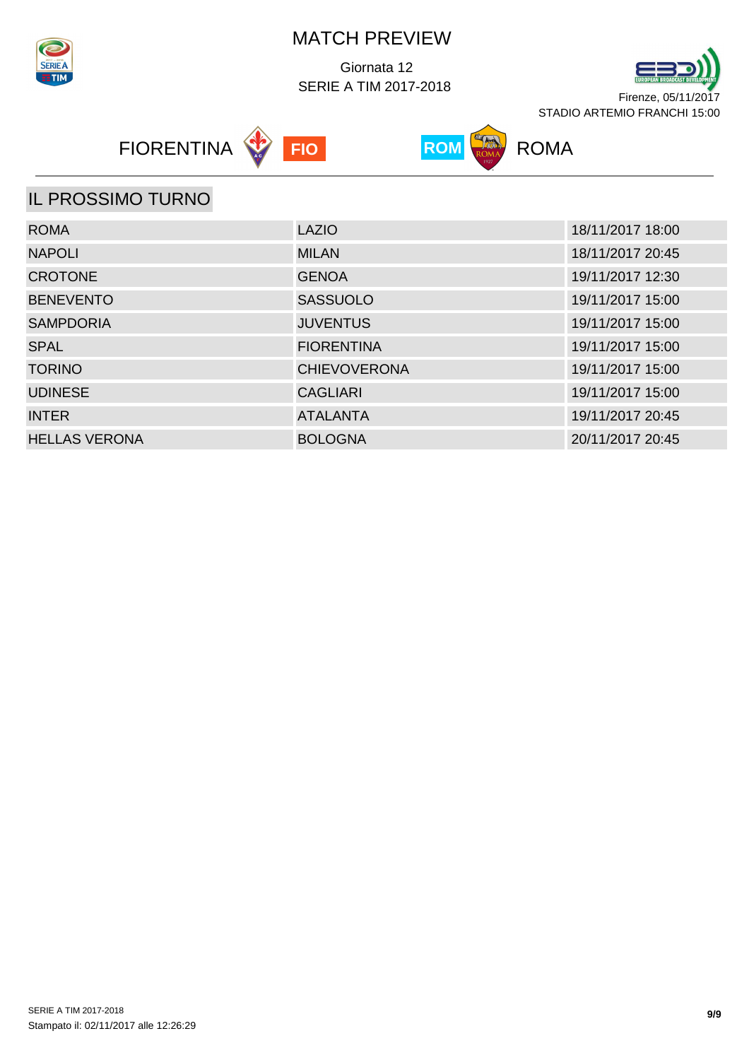# MATCH PREVIEW

Giornata 12
SERIE A TIM 2017-2018

Firenze, 05/11/2017
STADIO ARTEMIO FRANCHI 15:00

FIORENTINA **FIO** **ROM** ROMA

## IL PROSSIMO TURNO

| | | |
|---|---|---|
| ROMA | LAZIO | 18/11/2017 18:00 |
| NAPOLI | MILAN | 18/11/2017 20:45 |
| CROTONE | GENOA | 19/11/2017 12:30 |
| BENEVENTO | SASSUOLO | 19/11/2017 15:00 |
| SAMPDORIA | JUVENTUS | 19/11/2017 15:00 |
| SPAL | FIORENTINA | 19/11/2017 15:00 |
| TORINO | CHIEVOVERONA | 19/11/2017 15:00 |
| UDINESE | CAGLIARI | 19/11/2017 15:00 |
| INTER | ATALANTA | 19/11/2017 20:45 |
| HELLAS VERONA | BOLOGNA | 20/11/2017 20:45 |

SERIE A TIM 2017-2018
Stampato il: 02/11/2017 alle 12:26:29